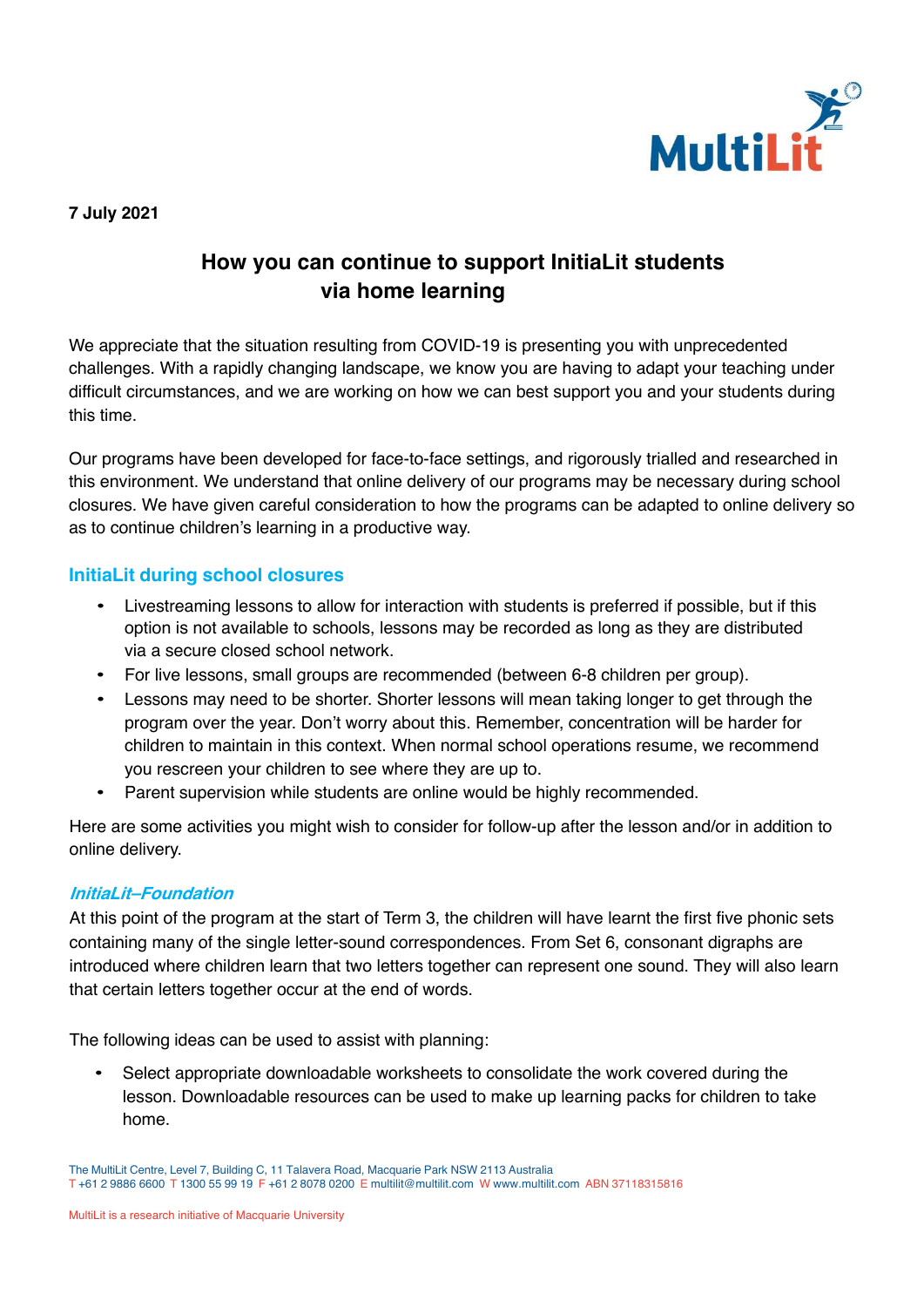**7 July 2021**

# How you can continue to support InitiaLit students via home learning

We appreciate that the situation resulting from COVID-19 is presenting you with unprecedented challenges. With a rapidly changing landscape, we know you are having to adapt your teaching under difficult circumstances, and we are working on how we can best support you and your students during this time.

Our programs have been developed for face-to-face settings, and rigorously trialled and researched in this environment. We understand that online delivery of our programs may be necessary during school closures. We have given careful consideration to how the programs can be adapted to online delivery so as to continue children's learning in a productive way.

## InitiaLit during school closures

- Livestreaming lessons to allow for interaction with students is preferred if possible, but if this option is not available to schools, lessons may be recorded as long as they are distributed via a secure closed school network.
- For live lessons, small groups are recommended (between 6-8 children per group).
- Lessons may need to be shorter. Shorter lessons will mean taking longer to get through the program over the year. Don't worry about this. Remember, concentration will be harder for children to maintain in this context. When normal school operations resume, we recommend you rescreen your children to see where they are up to.
- Parent supervision while students are online would be highly recommended.

Here are some activities you might wish to consider for follow-up after the lesson and/or in addition to online delivery.

### *InitiaLit–Foundation*

At this point of the program at the start of Term 3, the children will have learnt the first five phonic sets containing many of the single letter-sound correspondences. From Set 6, consonant digraphs are introduced where children learn that two letters together can represent one sound. They will also learn that certain letters together occur at the end of words.

The following ideas can be used to assist with planning:

- Select appropriate downloadable worksheets to consolidate the work covered during the lesson. Downloadable resources can be used to make up learning packs for children to take home.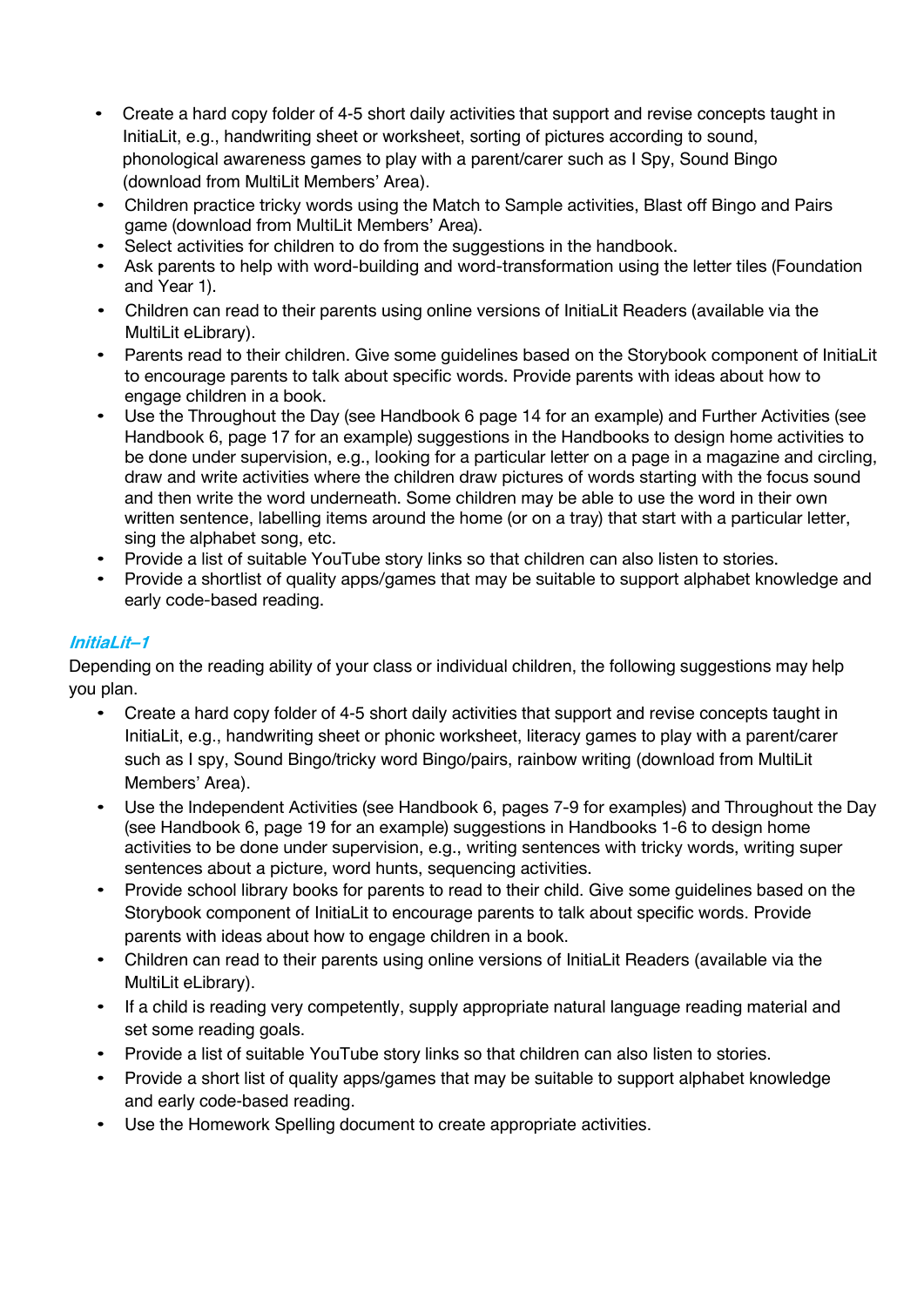- Create a hard copy folder of 4-5 short daily activities that support and revise concepts taught in InitiaLit, e.g., handwriting sheet or worksheet, sorting of pictures according to sound, phonological awareness games to play with a parent/carer such as I Spy, Sound Bingo (download from MultiLit Members' Area).
- Children practice tricky words using the Match to Sample activities, Blast off Bingo and Pairs game (download from MultiLit Members' Area).
- Select activities for children to do from the suggestions in the handbook.
- Ask parents to help with word-building and word-transformation using the letter tiles (Foundation and Year 1).
- Children can read to their parents using online versions of InitiaLit Readers (available via the MultiLit eLibrary).
- Parents read to their children. Give some guidelines based on the Storybook component of InitiaLit to encourage parents to talk about specific words. Provide parents with ideas about how to engage children in a book.
- Use the Throughout the Day (see Handbook 6 page 14 for an example) and Further Activities (see Handbook 6, page 17 for an example) suggestions in the Handbooks to design home activities to be done under supervision, e.g., looking for a particular letter on a page in a magazine and circling, draw and write activities where the children draw pictures of words starting with the focus sound and then write the word underneath. Some children may be able to use the word in their own written sentence, labelling items around the home (or on a tray) that start with a particular letter, sing the alphabet song, etc.
- Provide a list of suitable YouTube story links so that children can also listen to stories.
- Provide a shortlist of quality apps/games that may be suitable to support alphabet knowledge and early code-based reading.

### *InitiaLit–1*

Depending on the reading ability of your class or individual children, the following suggestions may help you plan.

- Create a hard copy folder of 4-5 short daily activities that support and revise concepts taught in InitiaLit, e.g., handwriting sheet or phonic worksheet, literacy games to play with a parent/carer such as I spy, Sound Bingo/tricky word Bingo/pairs, rainbow writing (download from MultiLit Members' Area).
- Use the Independent Activities (see Handbook 6, pages 7-9 for examples) and Throughout the Day (see Handbook 6, page 19 for an example) suggestions in Handbooks 1-6 to design home activities to be done under supervision, e.g., writing sentences with tricky words, writing super sentences about a picture, word hunts, sequencing activities.
- Provide school library books for parents to read to their child. Give some guidelines based on the Storybook component of InitiaLit to encourage parents to talk about specific words. Provide parents with ideas about how to engage children in a book.
- Children can read to their parents using online versions of InitiaLit Readers (available via the MultiLit eLibrary).
- If a child is reading very competently, supply appropriate natural language reading material and set some reading goals.
- Provide a list of suitable YouTube story links so that children can also listen to stories.
- Provide a short list of quality apps/games that may be suitable to support alphabet knowledge and early code-based reading.
- Use the Homework Spelling document to create appropriate activities.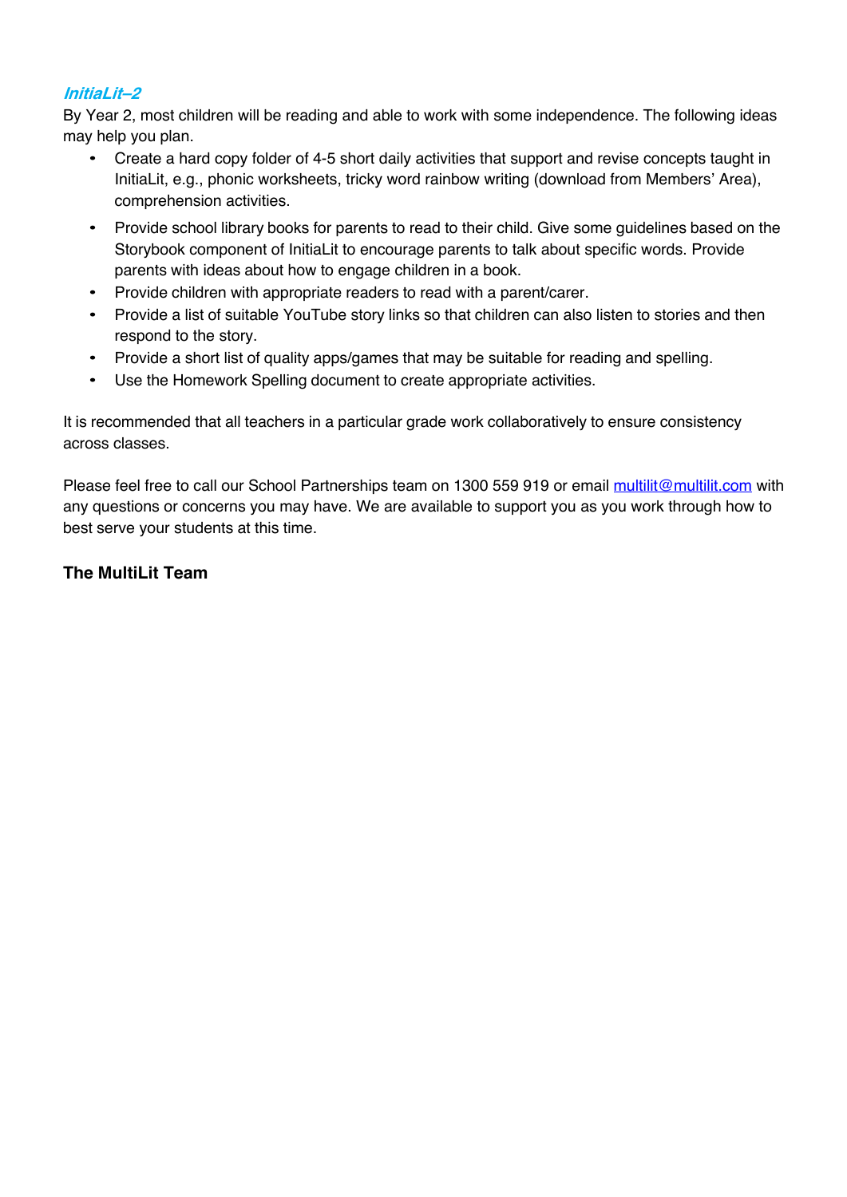### *InitiaLit–2*

By Year 2, most children will be reading and able to work with some independence. The following ideas may help you plan.

- Create a hard copy folder of 4-5 short daily activities that support and revise concepts taught in InitiaLit, e.g., phonic worksheets, tricky word rainbow writing (download from Members' Area), comprehension activities.
- Provide school library books for parents to read to their child. Give some guidelines based on the Storybook component of InitiaLit to encourage parents to talk about specific words. Provide parents with ideas about how to engage children in a book.
- Provide children with appropriate readers to read with a parent/carer.
- Provide a list of suitable YouTube story links so that children can also listen to stories and then respond to the story.
- Provide a short list of quality apps/games that may be suitable for reading and spelling.
- Use the Homework Spelling document to create appropriate activities.

It is recommended that all teachers in a particular grade work collaboratively to ensure consistency across classes.

Please feel free to call our School Partnerships team on 1300 559 919 or email [multilit@multilit.com](mailto:multilit@multilit.com) with any questions or concerns you may have. We are available to support you as you work through how to best serve your students at this time.

**The MultiLit Team**